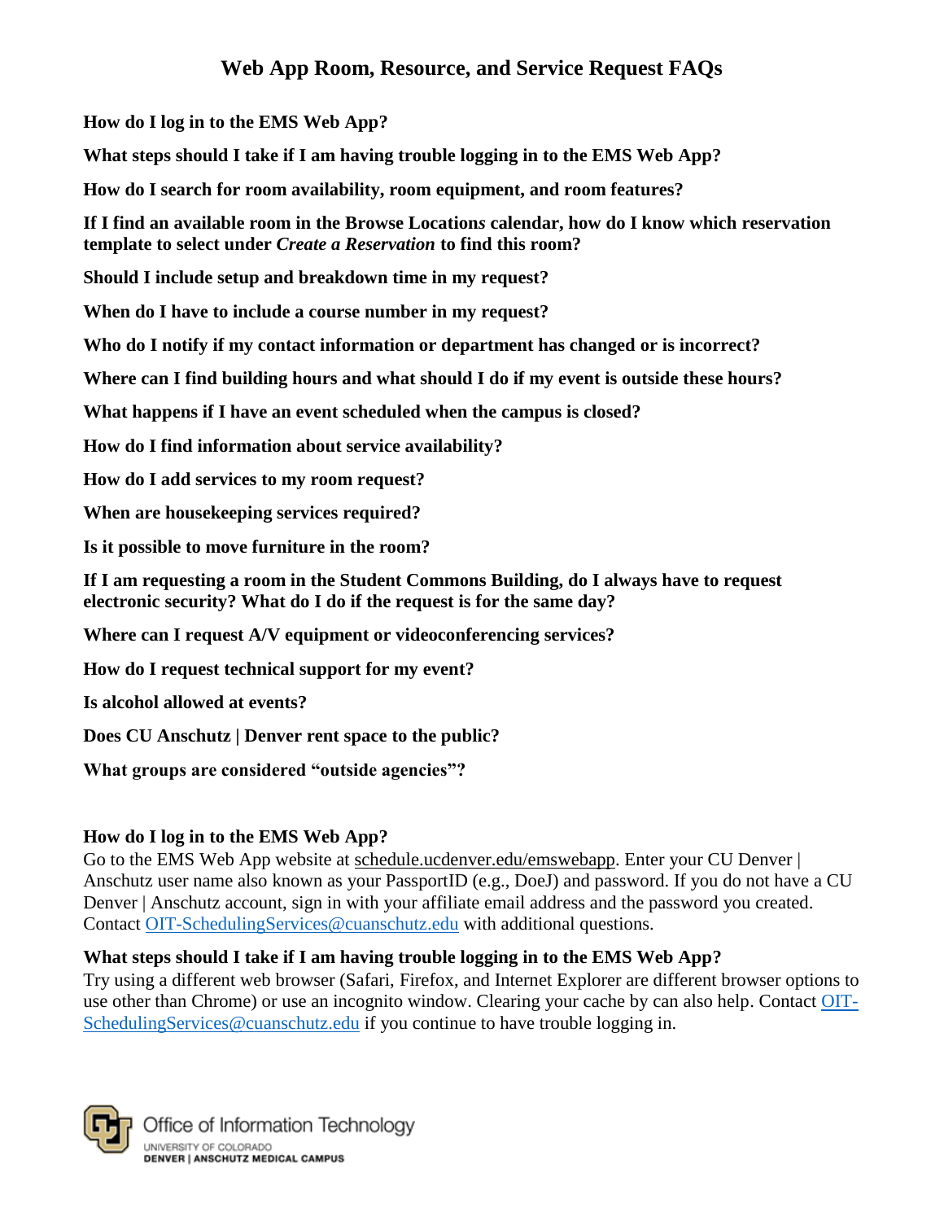# Web App Room, Resource, and Service Request FAQs

**How do I log in to the EMS Web App?**

**What steps should I take if I am having trouble logging in to the EMS Web App?**

**How do I search for room availability, room equipment, and room features?**

**If I find an available room in the Browse Locations calendar, how do I know which reservation template to select under *Create a Reservation* to find this room?**

**Should I include setup and breakdown time in my request?**

**When do I have to include a course number in my request?**

**Who do I notify if my contact information or department has changed or is incorrect?**

**Where can I find building hours and what should I do if my event is outside these hours?**

**What happens if I have an event scheduled when the campus is closed?**

**How do I find information about service availability?**

**How do I add services to my room request?**

**When are housekeeping services required?**

**Is it possible to move furniture in the room?**

**If I am requesting a room in the Student Commons Building, do I always have to request electronic security? What do I do if the request is for the same day?**

**Where can I request A/V equipment or videoconferencing services?**

**How do I request technical support for my event?**

**Is alcohol allowed at events?**

**Does CU Anschutz | Denver rent space to the public?**

**What groups are considered "outside agencies"?**

### How do I log in to the EMS Web App?

Go to the EMS Web App website at schedule.ucdenver.edu/emswebapp. Enter your CU Denver | Anschutz user name also known as your PassportID (e.g., DoeJ) and password. If you do not have a CU Denver | Anschutz account, sign in with your affiliate email address and the password you created. Contact OIT-SchedulingServices@cuanschutz.edu with additional questions.

### What steps should I take if I am having trouble logging in to the EMS Web App?

Try using a different web browser (Safari, Firefox, and Internet Explorer are different browser options to use other than Chrome) or use an incognito window. Clearing your cache by can also help. Contact OIT-SchedulingServices@cuanschutz.edu if you continue to have trouble logging in.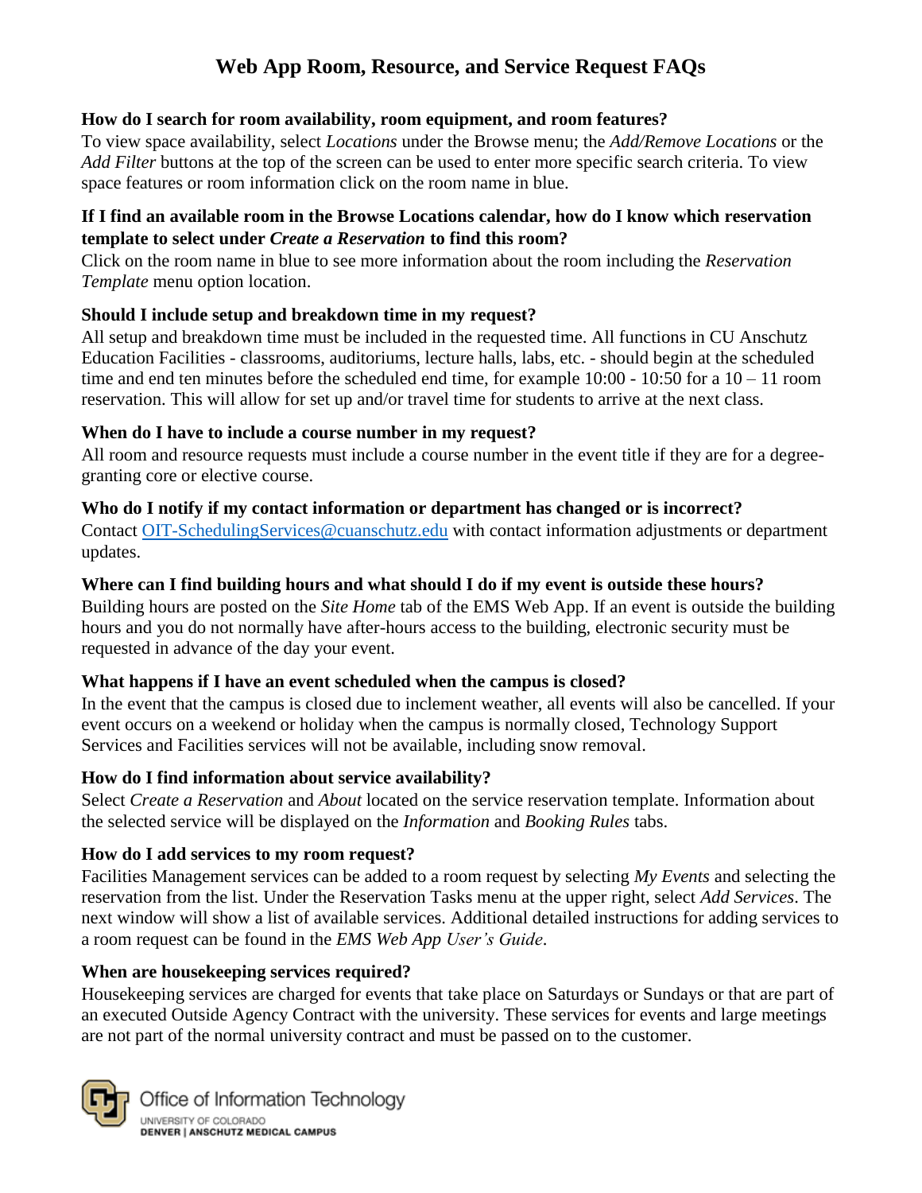# Web App Room, Resource, and Service Request FAQs

**How do I search for room availability, room equipment, and room features?**

To view space availability, select *Locations* under the Browse menu; the *Add/Remove Locations* or the *Add Filter* buttons at the top of the screen can be used to enter more specific search criteria. To view space features or room information click on the room name in blue.

**If I find an available room in the Browse Locations calendar, how do I know which reservation template to select under *Create a Reservation* to find this room?**

Click on the room name in blue to see more information about the room including the *Reservation Template* menu option location.

**Should I include setup and breakdown time in my request?**

All setup and breakdown time must be included in the requested time. All functions in CU Anschutz Education Facilities - classrooms, auditoriums, lecture halls, labs, etc. - should begin at the scheduled time and end ten minutes before the scheduled end time, for example 10:00 - 10:50 for a 10 – 11 room reservation. This will allow for set up and/or travel time for students to arrive at the next class.

**When do I have to include a course number in my request?**

All room and resource requests must include a course number in the event title if they are for a degree-granting core or elective course.

**Who do I notify if my contact information or department has changed or is incorrect?**

Contact OIT-SchedulingServices@cuanschutz.edu with contact information adjustments or department updates.

**Where can I find building hours and what should I do if my event is outside these hours?**

Building hours are posted on the *Site Home* tab of the EMS Web App. If an event is outside the building hours and you do not normally have after-hours access to the building, electronic security must be requested in advance of the day your event.

**What happens if I have an event scheduled when the campus is closed?**

In the event that the campus is closed due to inclement weather, all events will also be cancelled. If your event occurs on a weekend or holiday when the campus is normally closed, Technology Support Services and Facilities services will not be available, including snow removal.

**How do I find information about service availability?**

Select *Create a Reservation* and *About* located on the service reservation template. Information about the selected service will be displayed on the *Information* and *Booking Rules* tabs.

**How do I add services to my room request?**

Facilities Management services can be added to a room request by selecting *My Events* and selecting the reservation from the list. Under the Reservation Tasks menu at the upper right, select *Add Services*. The next window will show a list of available services. Additional detailed instructions for adding services to a room request can be found in the *EMS Web App User's Guide*.

**When are housekeeping services required?**

Housekeeping services are charged for events that take place on Saturdays or Sundays or that are part of an executed Outside Agency Contract with the university. These services for events and large meetings are not part of the normal university contract and must be passed on to the customer.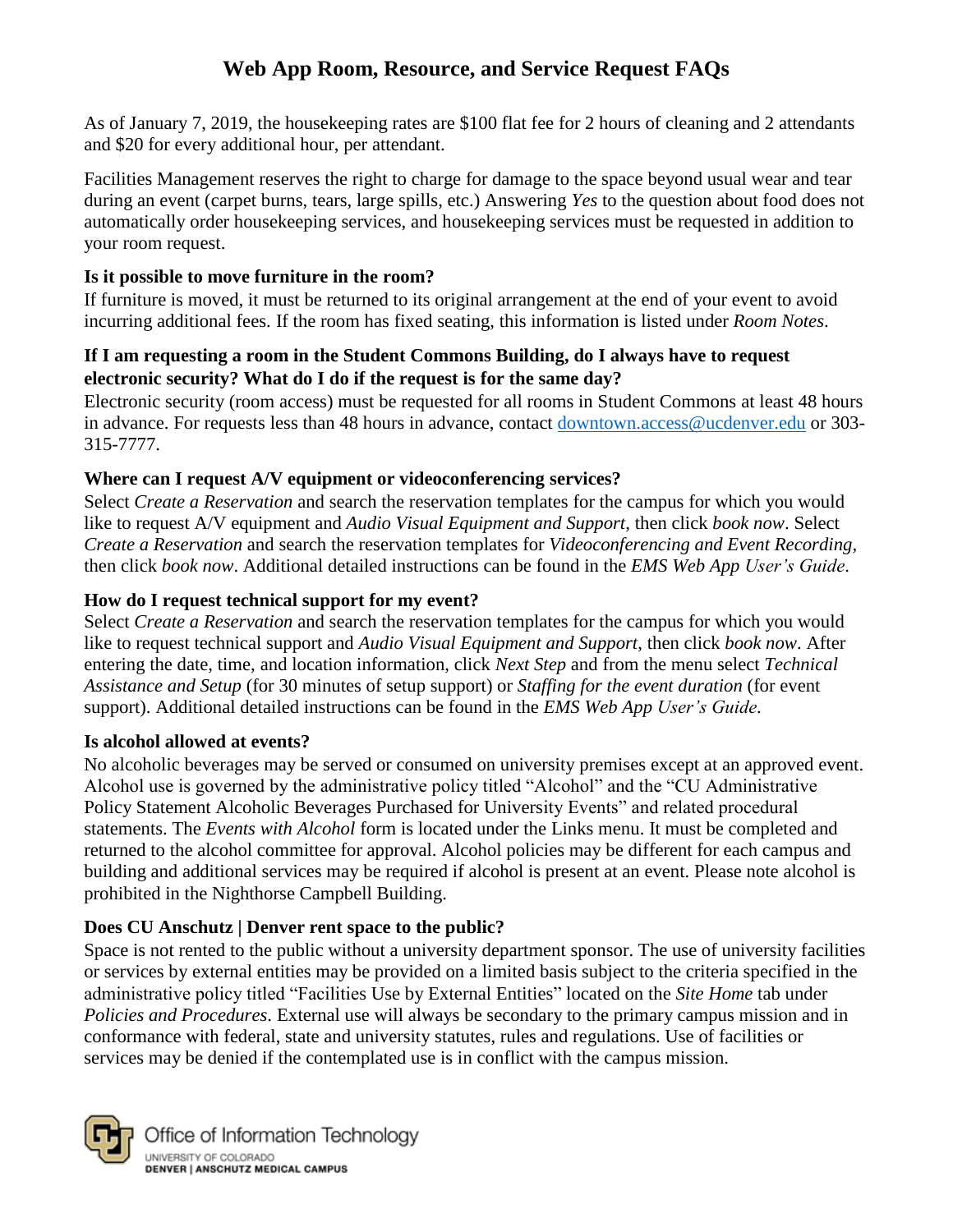# Web App Room, Resource, and Service Request FAQs

As of January 7, 2019, the housekeeping rates are $100 flat fee for 2 hours of cleaning and 2 attendants and $20 for every additional hour, per attendant.

Facilities Management reserves the right to charge for damage to the space beyond usual wear and tear during an event (carpet burns, tears, large spills, etc.) Answering *Yes* to the question about food does not automatically order housekeeping services, and housekeeping services must be requested in addition to your room request.

**Is it possible to move furniture in the room?**
If furniture is moved, it must be returned to its original arrangement at the end of your event to avoid incurring additional fees. If the room has fixed seating, this information is listed under *Room Notes*.

**If I am requesting a room in the Student Commons Building, do I always have to request electronic security? What do I do if the request is for the same day?**
Electronic security (room access) must be requested for all rooms in Student Commons at least 48 hours in advance. For requests less than 48 hours in advance, contact [downtown.access@ucdenver.edu](mailto:downtown.access@ucdenver.edu) or 303-315-7777.

**Where can I request A/V equipment or videoconferencing services?**
Select *Create a Reservation* and search the reservation templates for the campus for which you would like to request A/V equipment and *Audio Visual Equipment and Support*, then click *book now*. Select *Create a Reservation* and search the reservation templates for *Videoconferencing and Event Recording*, then click *book now*. Additional detailed instructions can be found in the *EMS Web App User's Guide*.

**How do I request technical support for my event?**
Select *Create a Reservation* and search the reservation templates for the campus for which you would like to request technical support and *Audio Visual Equipment and Support*, then click *book now*. After entering the date, time, and location information, click *Next Step* and from the menu select *Technical Assistance and Setup* (for 30 minutes of setup support) or *Staffing for the event duration* (for event support). Additional detailed instructions can be found in the *EMS Web App User's Guide*.

**Is alcohol allowed at events?**
No alcoholic beverages may be served or consumed on university premises except at an approved event. Alcohol use is governed by the administrative policy titled "Alcohol" and the "CU Administrative Policy Statement Alcoholic Beverages Purchased for University Events" and related procedural statements. The *Events with Alcohol* form is located under the Links menu. It must be completed and returned to the alcohol committee for approval. Alcohol policies may be different for each campus and building and additional services may be required if alcohol is present at an event. Please note alcohol is prohibited in the Nighthorse Campbell Building.

**Does CU Anschutz | Denver rent space to the public?**
Space is not rented to the public without a university department sponsor. The use of university facilities or services by external entities may be provided on a limited basis subject to the criteria specified in the administrative policy titled "Facilities Use by External Entities" located on the *Site Home* tab under *Policies and Procedures*. External use will always be secondary to the primary campus mission and in conformance with federal, state and university statutes, rules and regulations. Use of facilities or services may be denied if the contemplated use is in conflict with the campus mission.

Office of Information Technology
UNIVERSITY OF COLORADO
DENVER | ANSCHUTZ MEDICAL CAMPUS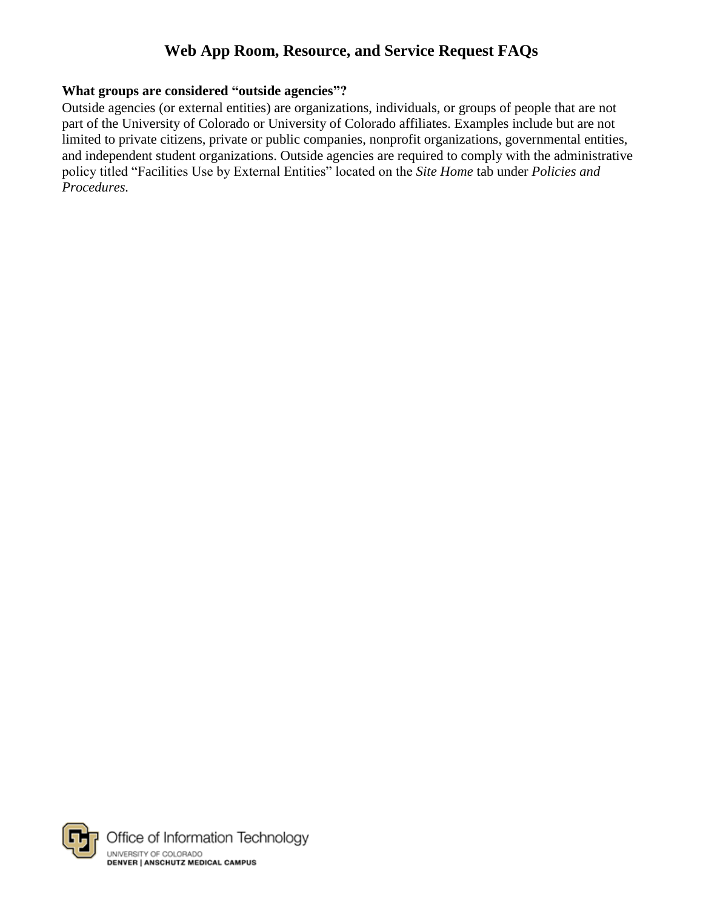# Web App Room, Resource, and Service Request FAQs

**What groups are considered "outside agencies"?**

Outside agencies (or external entities) are organizations, individuals, or groups of people that are not part of the University of Colorado or University of Colorado affiliates. Examples include but are not limited to private citizens, private or public companies, nonprofit organizations, governmental entities, and independent student organizations. Outside agencies are required to comply with the administrative policy titled "Facilities Use by External Entities" located on the *Site Home* tab under *Policies and Procedures.*